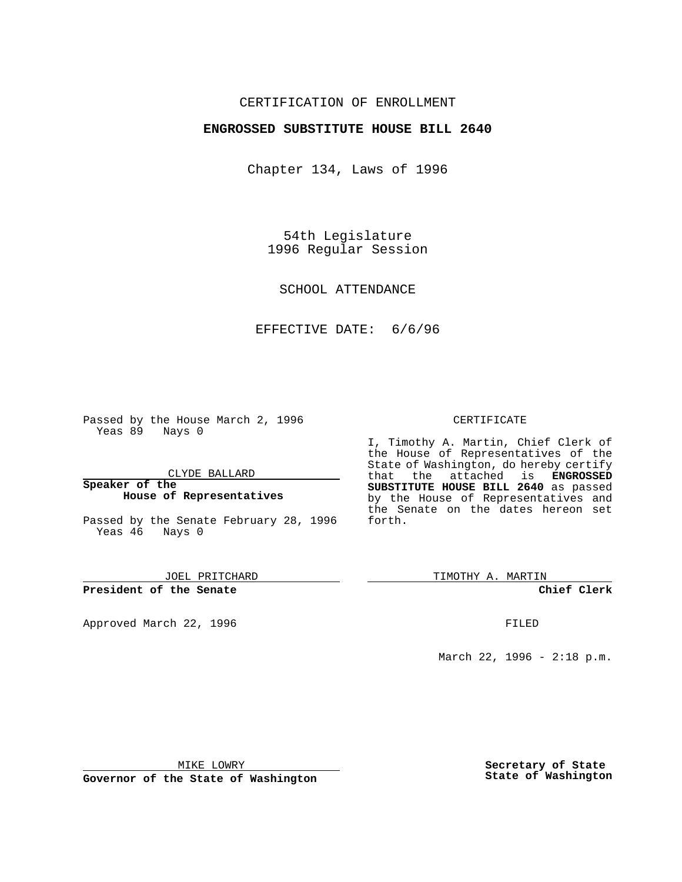CERTIFICATION OF ENROLLMENT

**ENGROSSED SUBSTITUTE HOUSE BILL 2640**

Chapter 134, Laws of 1996

54th Legislature
1996 Regular Session

SCHOOL ATTENDANCE

EFFECTIVE DATE: 6/6/96

Passed by the House March 2, 1996
Yeas 89 Nays 0

CLYDE BALLARD

**Speaker of the House of Representatives**

Passed by the Senate February 28, 1996
Yeas 46 Nays 0

JOEL PRITCHARD

**President of the Senate**

Approved March 22, 1996

MIKE LOWRY

**Governor of the State of Washington**

CERTIFICATE

I, Timothy A. Martin, Chief Clerk of the House of Representatives of the State of Washington, do hereby certify that the attached is **ENGROSSED SUBSTITUTE HOUSE BILL 2640** as passed by the House of Representatives and the Senate on the dates hereon set forth.

TIMOTHY A. MARTIN

**Chief Clerk**

FILED

March 22, 1996 - 2:18 p.m.

**Secretary of State State of Washington**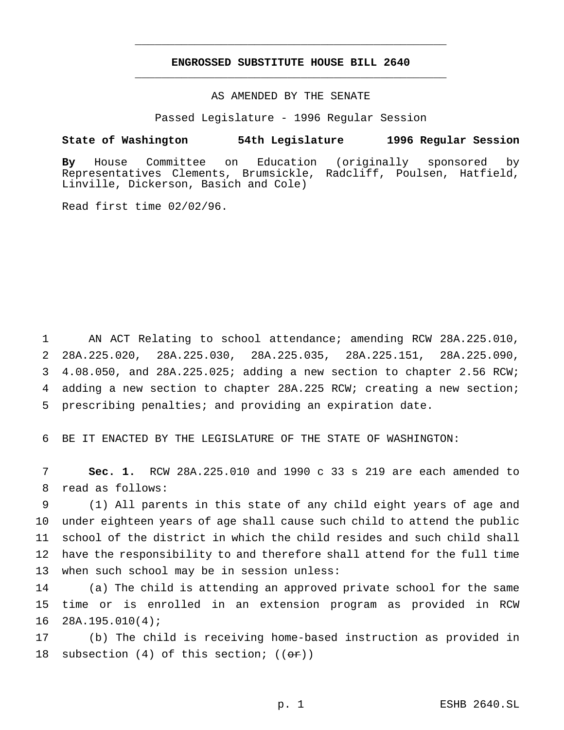# ENGROSSED SUBSTITUTE HOUSE BILL 2640

AS AMENDED BY THE SENATE

Passed Legislature - 1996 Regular Session

**State of Washington 54th Legislature 1996 Regular Session**

**By** House Committee on Education (originally sponsored by Representatives Clements, Brumsickle, Radcliff, Poulsen, Hatfield, Linville, Dickerson, Basich and Cole)

Read first time 02/02/96.

AN ACT Relating to school attendance; amending RCW 28A.225.010, 28A.225.020, 28A.225.030, 28A.225.035, 28A.225.151, 28A.225.090, 4.08.050, and 28A.225.025; adding a new section to chapter 2.56 RCW; adding a new section to chapter 28A.225 RCW; creating a new section; prescribing penalties; and providing an expiration date.

BE IT ENACTED BY THE LEGISLATURE OF THE STATE OF WASHINGTON:

**Sec. 1.** RCW 28A.225.010 and 1990 c 33 s 219 are each amended to read as follows:

(1) All parents in this state of any child eight years of age and under eighteen years of age shall cause such child to attend the public school of the district in which the child resides and such child shall have the responsibility to and therefore shall attend for the full time when such school may be in session unless:

(a) The child is attending an approved private school for the same time or is enrolled in an extension program as provided in RCW 28A.195.010(4);

(b) The child is receiving home-based instruction as provided in subsection (4) of this section; ((~~or~~))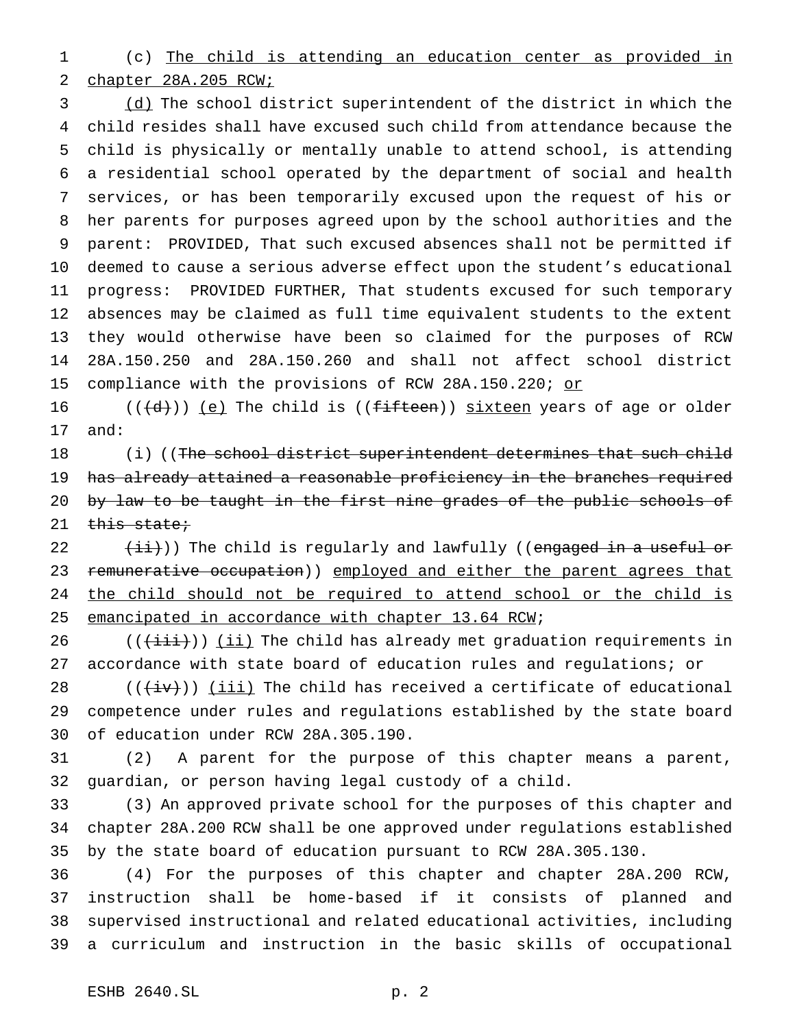(c) The child is attending an education center as provided in chapter 28A.205 RCW;

(d) The school district superintendent of the district in which the child resides shall have excused such child from attendance because the child is physically or mentally unable to attend school, is attending a residential school operated by the department of social and health services, or has been temporarily excused upon the request of his or her parents for purposes agreed upon by the school authorities and the parent: PROVIDED, That such excused absences shall not be permitted if deemed to cause a serious adverse effect upon the student's educational progress: PROVIDED FURTHER, That students excused for such temporary absences may be claimed as full time equivalent students to the extent they would otherwise have been so claimed for the purposes of RCW 28A.150.250 and 28A.150.260 and shall not affect school district compliance with the provisions of RCW 28A.150.220; or

((~~(d)~~)) (e) The child is ((~~fifteen~~)) sixteen years of age or older and:

(i) ((~~The school district superintendent determines that such child has already attained a reasonable proficiency in the branches required by law to be taught in the first nine grades of the public schools of this state;~~

~~(ii)~~)) The child is regularly and lawfully ((~~engaged in a useful or remunerative occupation~~)) employed and either the parent agrees that the child should not be required to attend school or the child is emancipated in accordance with chapter 13.64 RCW;

((~~(iii)~~)) (ii) The child has already met graduation requirements in accordance with state board of education rules and regulations; or

((~~(iv)~~)) (iii) The child has received a certificate of educational competence under rules and regulations established by the state board of education under RCW 28A.305.190.

(2) A parent for the purpose of this chapter means a parent, guardian, or person having legal custody of a child.

(3) An approved private school for the purposes of this chapter and chapter 28A.200 RCW shall be one approved under regulations established by the state board of education pursuant to RCW 28A.305.130.

(4) For the purposes of this chapter and chapter 28A.200 RCW, instruction shall be home-based if it consists of planned and supervised instructional and related educational activities, including a curriculum and instruction in the basic skills of occupational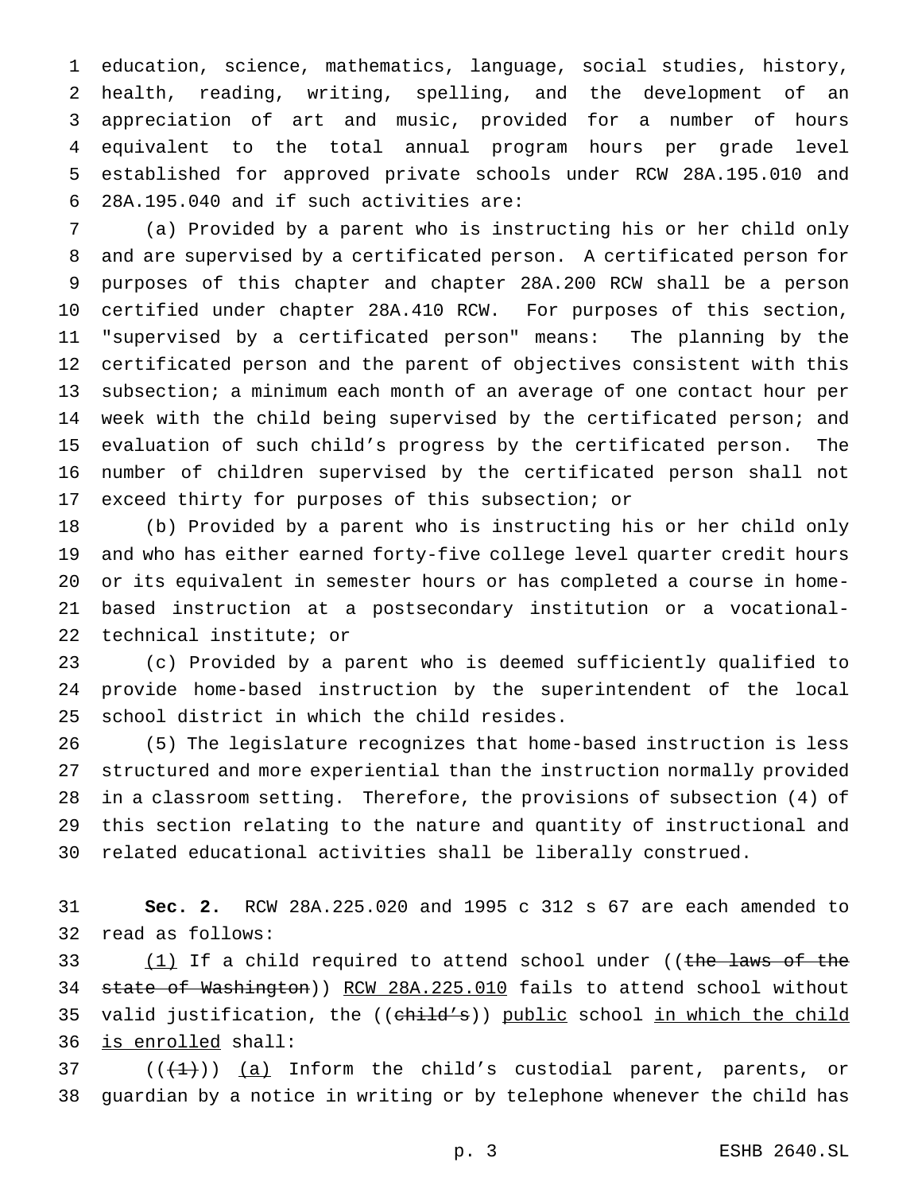education, science, mathematics, language, social studies, history, health, reading, writing, spelling, and the development of an appreciation of art and music, provided for a number of hours equivalent to the total annual program hours per grade level established for approved private schools under RCW 28A.195.010 and 28A.195.040 and if such activities are:

(a) Provided by a parent who is instructing his or her child only and are supervised by a certificated person. A certificated person for purposes of this chapter and chapter 28A.200 RCW shall be a person certified under chapter 28A.410 RCW. For purposes of this section, "supervised by a certificated person" means: The planning by the certificated person and the parent of objectives consistent with this subsection; a minimum each month of an average of one contact hour per week with the child being supervised by the certificated person; and evaluation of such child's progress by the certificated person. The number of children supervised by the certificated person shall not exceed thirty for purposes of this subsection; or

(b) Provided by a parent who is instructing his or her child only and who has either earned forty-five college level quarter credit hours or its equivalent in semester hours or has completed a course in home-based instruction at a postsecondary institution or a vocational-technical institute; or

(c) Provided by a parent who is deemed sufficiently qualified to provide home-based instruction by the superintendent of the local school district in which the child resides.

(5) The legislature recognizes that home-based instruction is less structured and more experiential than the instruction normally provided in a classroom setting. Therefore, the provisions of subsection (4) of this section relating to the nature and quantity of instructional and related educational activities shall be liberally construed.

**Sec. 2.** RCW 28A.225.020 and 1995 c 312 s 67 are each amended to read as follows:

(1) If a child required to attend school under ((~~the laws of the state of Washington~~)) RCW 28A.225.010 fails to attend school without valid justification, the ((~~child's~~)) public school in which the child is enrolled shall:

((~~(1)~~)) (a) Inform the child's custodial parent, parents, or guardian by a notice in writing or by telephone whenever the child has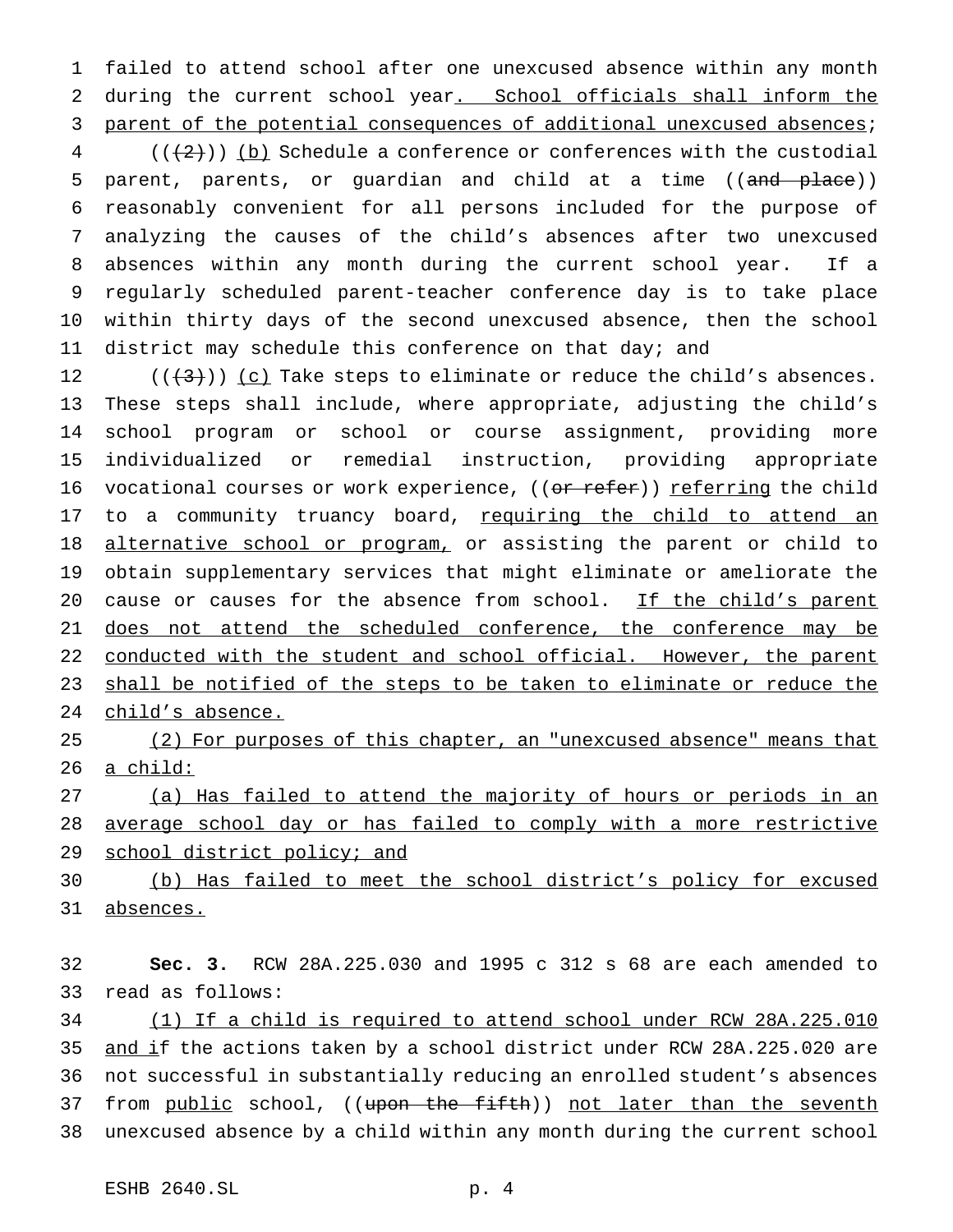failed to attend school after one unexcused absence within any month during the current school year. School officials shall inform the parent of the potential consequences of additional unexcused absences;

(((2))) (b) Schedule a conference or conferences with the custodial parent, parents, or guardian and child at a time ((and place)) reasonably convenient for all persons included for the purpose of analyzing the causes of the child's absences after two unexcused absences within any month during the current school year. If a regularly scheduled parent-teacher conference day is to take place within thirty days of the second unexcused absence, then the school district may schedule this conference on that day; and

(((3))) (c) Take steps to eliminate or reduce the child's absences. These steps shall include, where appropriate, adjusting the child's school program or school or course assignment, providing more individualized or remedial instruction, providing appropriate vocational courses or work experience, ((or refer)) referring the child to a community truancy board, requiring the child to attend an alternative school or program, or assisting the parent or child to obtain supplementary services that might eliminate or ameliorate the cause or causes for the absence from school. If the child's parent does not attend the scheduled conference, the conference may be conducted with the student and school official. However, the parent shall be notified of the steps to be taken to eliminate or reduce the child's absence.

(2) For purposes of this chapter, an "unexcused absence" means that a child:

(a) Has failed to attend the majority of hours or periods in an average school day or has failed to comply with a more restrictive school district policy; and

(b) Has failed to meet the school district's policy for excused absences.

**Sec. 3.** RCW 28A.225.030 and 1995 c 312 s 68 are each amended to read as follows:

(1) If a child is required to attend school under RCW 28A.225.010 and if the actions taken by a school district under RCW 28A.225.020 are not successful in substantially reducing an enrolled student's absences from public school, ((upon the fifth)) not later than the seventh unexcused absence by a child within any month during the current school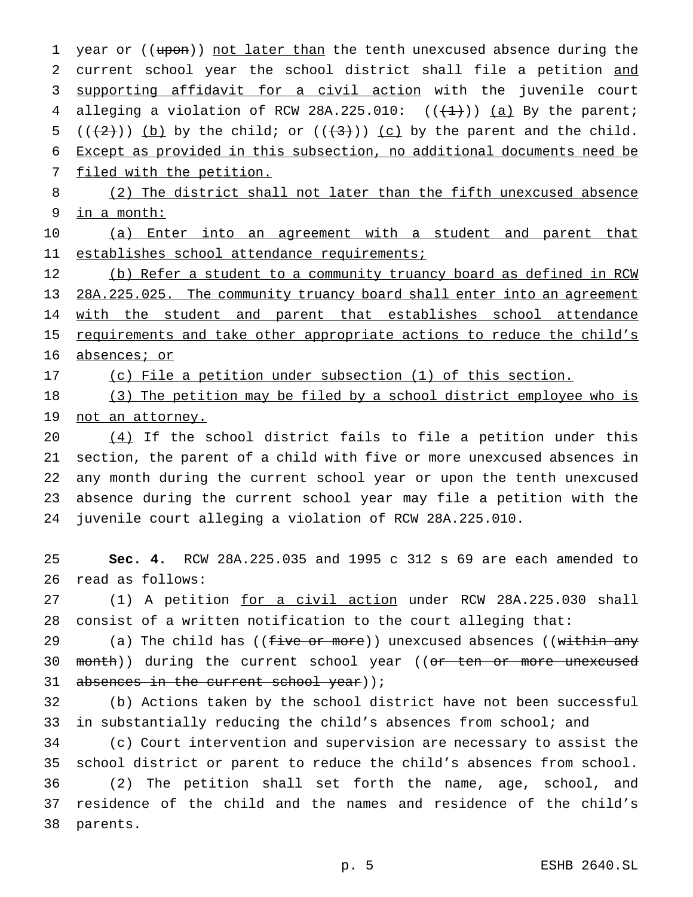year or ((~~upon~~)) <u>not later than</u> the tenth unexcused absence during the current school year the school district shall file a petition <u>and supporting affidavit for a civil action</u> with the juvenile court alleging a violation of RCW 28A.225.010: ((~~(1)~~)) <u>(a)</u> By the parent; ((~~(2)~~)) <u>(b)</u> by the child; or ((~~(3)~~)) <u>(c)</u> by the parent and the child. <u>Except as provided in this subsection, no additional documents need be filed with the petition.</u>

<u>(2) The district shall not later than the fifth unexcused absence in a month:</u>

<u>(a) Enter into an agreement with a student and parent that establishes school attendance requirements;</u>

<u>(b) Refer a student to a community truancy board as defined in RCW 28A.225.025. The community truancy board shall enter into an agreement with the student and parent that establishes school attendance requirements and take other appropriate actions to reduce the child's absences; or</u>

<u>(c) File a petition under subsection (1) of this section.</u>

<u>(3) The petition may be filed by a school district employee who is not an attorney.</u>

<u>(4)</u> If the school district fails to file a petition under this section, the parent of a child with five or more unexcused absences in any month during the current school year or upon the tenth unexcused absence during the current school year may file a petition with the juvenile court alleging a violation of RCW 28A.225.010.

**Sec. 4.** RCW 28A.225.035 and 1995 c 312 s 69 are each amended to read as follows:

(1) A petition <u>for a civil action</u> under RCW 28A.225.030 shall consist of a written notification to the court alleging that:

(a) The child has ((~~five or more~~)) unexcused absences ((~~within any month~~)) during the current school year ((~~or ten or more unexcused absences in the current school year~~));

(b) Actions taken by the school district have not been successful in substantially reducing the child's absences from school; and

(c) Court intervention and supervision are necessary to assist the school district or parent to reduce the child's absences from school.

(2) The petition shall set forth the name, age, school, and residence of the child and the names and residence of the child's parents.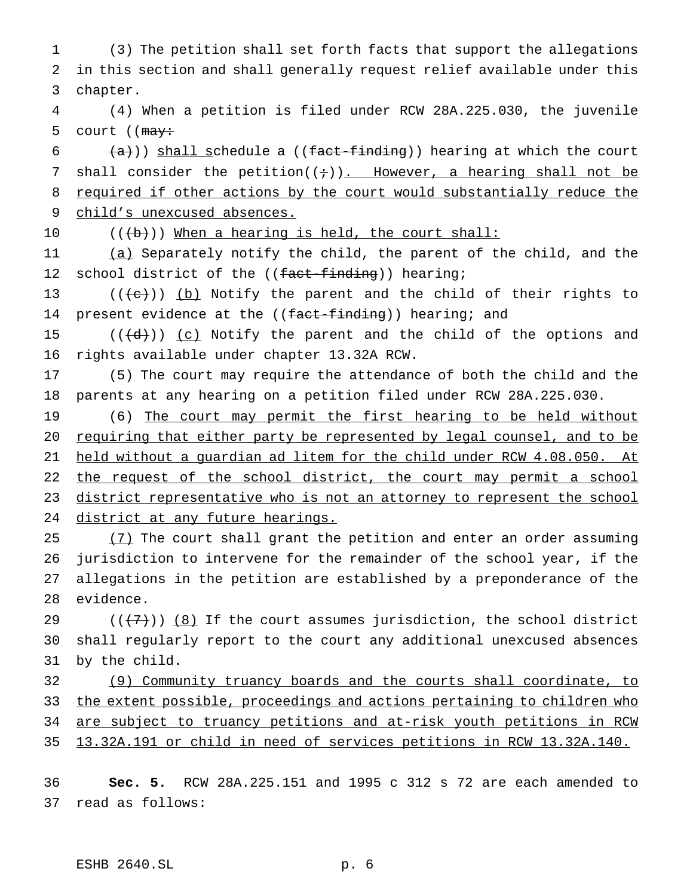(3) The petition shall set forth facts that support the allegations in this section and shall generally request relief available under this chapter.

(4) When a petition is filed under RCW 28A.225.030, the juvenile court ((~~may:~~

~~(a)~~)) shall schedule a ((~~fact-finding~~)) hearing at which the court shall consider the petition((~~;~~)). However, a hearing shall not be required if other actions by the court would substantially reduce the child's unexcused absences.

((~~(b)~~)) When a hearing is held, the court shall:

(a) Separately notify the child, the parent of the child, and the school district of the ((~~fact-finding~~)) hearing;

((~~(c)~~)) (b) Notify the parent and the child of their rights to present evidence at the ((~~fact-finding~~)) hearing; and

((~~(d)~~)) (c) Notify the parent and the child of the options and rights available under chapter 13.32A RCW.

(5) The court may require the attendance of both the child and the parents at any hearing on a petition filed under RCW 28A.225.030.

(6) The court may permit the first hearing to be held without requiring that either party be represented by legal counsel, and to be held without a guardian ad litem for the child under RCW 4.08.050. At the request of the school district, the court may permit a school district representative who is not an attorney to represent the school district at any future hearings.

(7) The court shall grant the petition and enter an order assuming jurisdiction to intervene for the remainder of the school year, if the allegations in the petition are established by a preponderance of the evidence.

((~~(7)~~)) (8) If the court assumes jurisdiction, the school district shall regularly report to the court any additional unexcused absences by the child.

(9) Community truancy boards and the courts shall coordinate, to the extent possible, proceedings and actions pertaining to children who are subject to truancy petitions and at-risk youth petitions in RCW 13.32A.191 or child in need of services petitions in RCW 13.32A.140.

**Sec. 5.** RCW 28A.225.151 and 1995 c 312 s 72 are each amended to read as follows: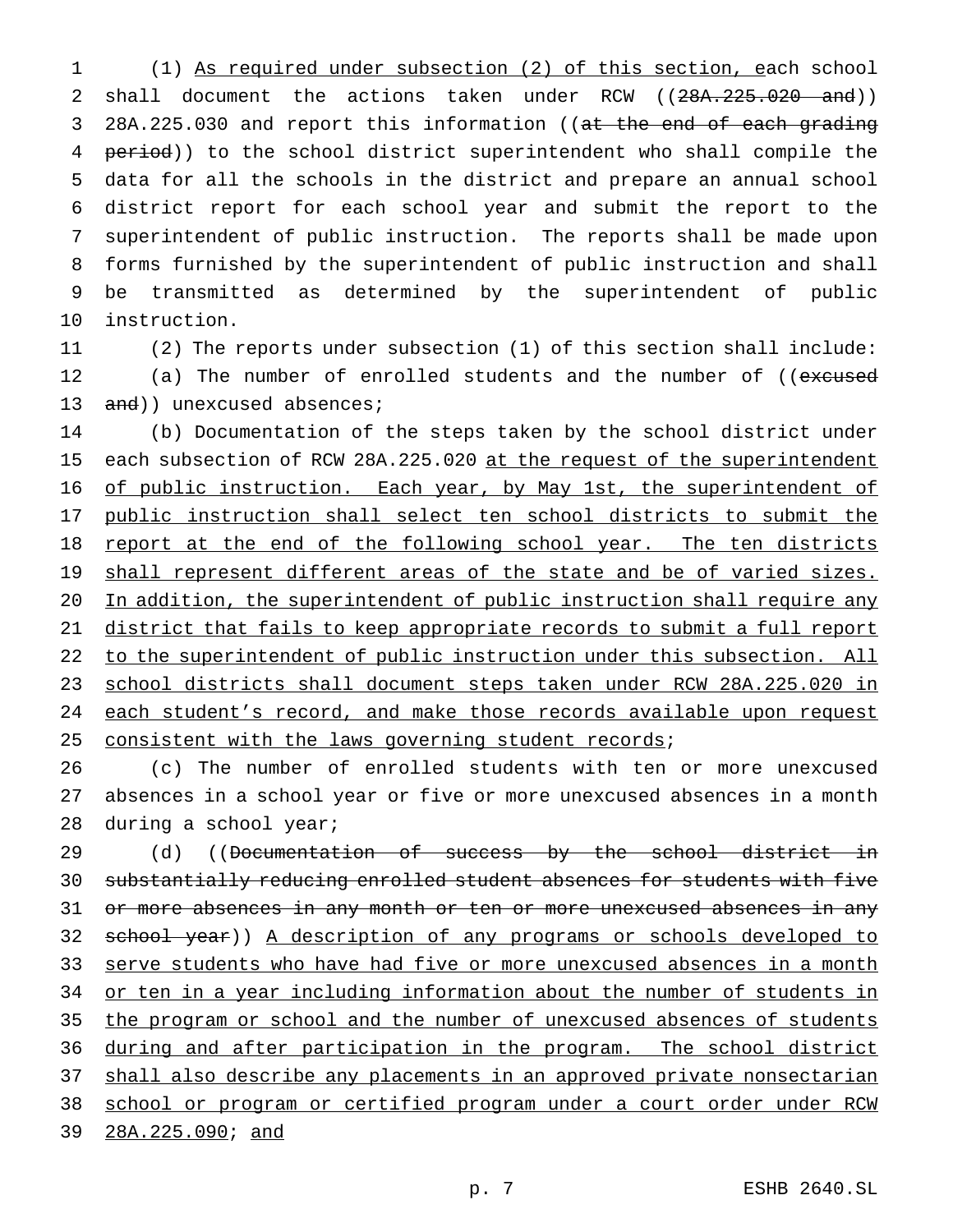(1) As required under subsection (2) of this section, each school shall document the actions taken under RCW ((28A.225.020 and)) 28A.225.030 and report this information ((at the end of each grading period)) to the school district superintendent who shall compile the data for all the schools in the district and prepare an annual school district report for each school year and submit the report to the superintendent of public instruction. The reports shall be made upon forms furnished by the superintendent of public instruction and shall be transmitted as determined by the superintendent of public instruction.

(2) The reports under subsection (1) of this section shall include:

(a) The number of enrolled students and the number of ((excused and)) unexcused absences;

(b) Documentation of the steps taken by the school district under each subsection of RCW 28A.225.020 at the request of the superintendent of public instruction. Each year, by May 1st, the superintendent of public instruction shall select ten school districts to submit the report at the end of the following school year. The ten districts shall represent different areas of the state and be of varied sizes. In addition, the superintendent of public instruction shall require any district that fails to keep appropriate records to submit a full report to the superintendent of public instruction under this subsection. All school districts shall document steps taken under RCW 28A.225.020 in each student's record, and make those records available upon request consistent with the laws governing student records;

(c) The number of enrolled students with ten or more unexcused absences in a school year or five or more unexcused absences in a month during a school year;

(d) ((Documentation of success by the school district in substantially reducing enrolled student absences for students with five or more absences in any month or ten or more unexcused absences in any school year)) A description of any programs or schools developed to serve students who have had five or more unexcused absences in a month or ten in a year including information about the number of students in the program or school and the number of unexcused absences of students during and after participation in the program. The school district shall also describe any placements in an approved private nonsectarian school or program or certified program under a court order under RCW 28A.225.090; and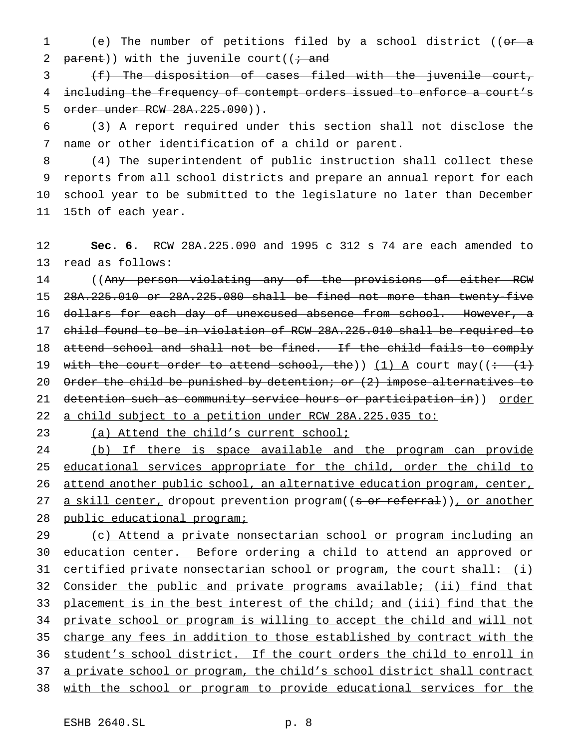(e) The number of petitions filed by a school district ((~~or a parent~~)) with the juvenile court((~~; and~~

~~(f) The disposition of cases filed with the juvenile court, including the frequency of contempt orders issued to enforce a court's order under RCW 28A.225.090~~)).

(3) A report required under this section shall not disclose the name or other identification of a child or parent.

(4) The superintendent of public instruction shall collect these reports from all school districts and prepare an annual report for each school year to be submitted to the legislature no later than December 15th of each year.

**Sec. 6.** RCW 28A.225.090 and 1995 c 312 s 74 are each amended to read as follows:

((~~Any person violating any of the provisions of either RCW 28A.225.010 or 28A.225.080 shall be fined not more than twenty-five dollars for each day of unexcused absence from school. However, a child found to be in violation of RCW 28A.225.010 shall be required to attend school and shall not be fined. If the child fails to comply with the court order to attend school, the~~)) <u>(1) A</u> court may((~~: (1) Order the child be punished by detention; or (2) impose alternatives to detention such as community service hours or participation in~~)) <u>order a child subject to a petition under RCW 28A.225.035 to:</u>

<u>(a) Attend the child's current school;</u>

<u>(b) If there is space available and the program can provide educational services appropriate for the child, order the child to attend another public school, an alternative education program, center, a skill center,</u> dropout prevention program((~~s or referral~~))<u>, or another public educational program;</u>

<u>(c) Attend a private nonsectarian school or program including an education center. Before ordering a child to attend an approved or certified private nonsectarian school or program, the court shall: (i) Consider the public and private programs available; (ii) find that placement is in the best interest of the child; and (iii) find that the private school or program is willing to accept the child and will not charge any fees in addition to those established by contract with the student's school district. If the court orders the child to enroll in a private school or program, the child's school district shall contract with the school or program to provide educational services for the</u>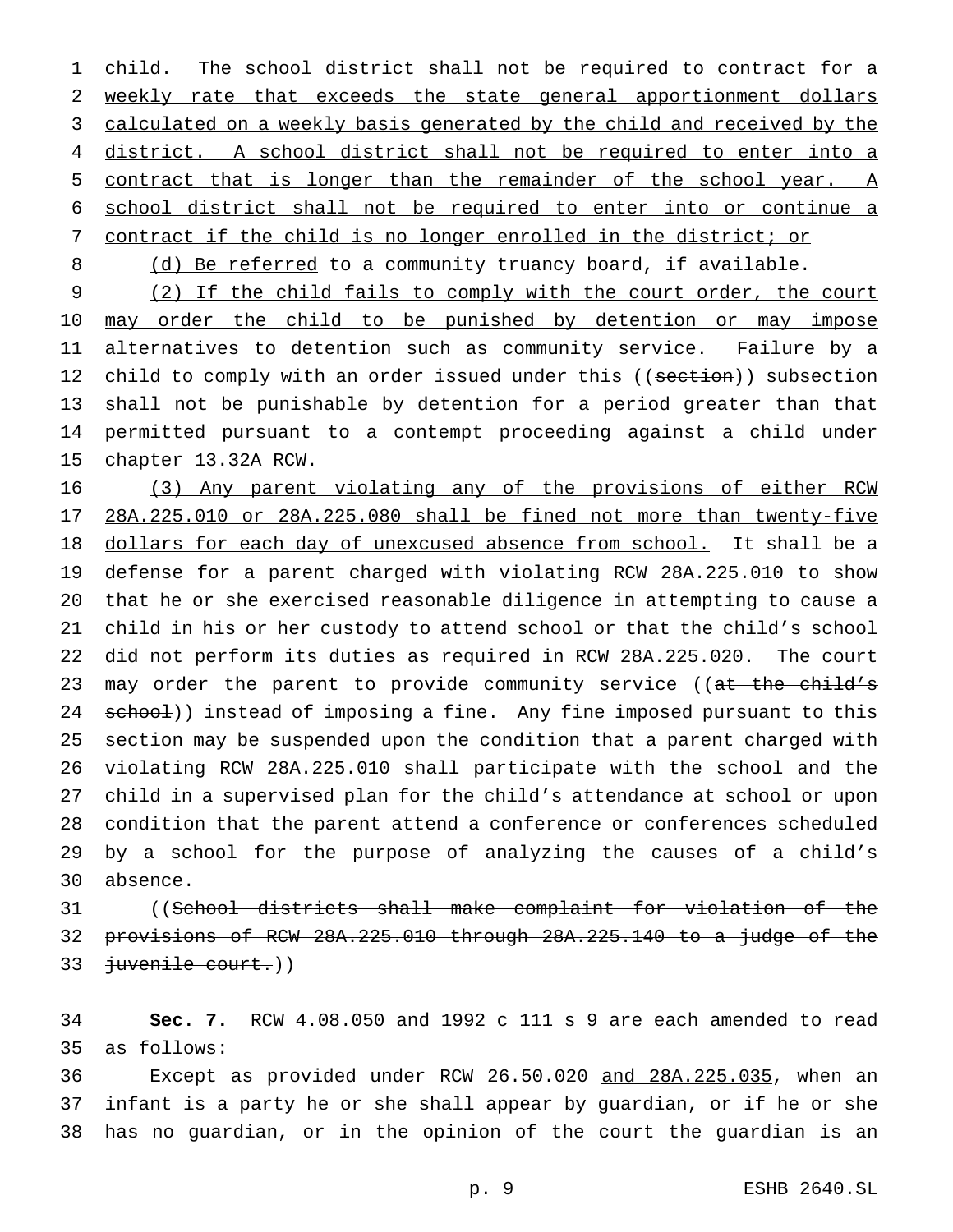child. The school district shall not be required to contract for a weekly rate that exceeds the state general apportionment dollars calculated on a weekly basis generated by the child and received by the district. A school district shall not be required to enter into a contract that is longer than the remainder of the school year. A school district shall not be required to enter into or continue a contract if the child is no longer enrolled in the district; or

(d) Be referred to a community truancy board, if available.

(2) If the child fails to comply with the court order, the court may order the child to be punished by detention or may impose alternatives to detention such as community service. Failure by a child to comply with an order issued under this ((~~section~~)) subsection shall not be punishable by detention for a period greater than that permitted pursuant to a contempt proceeding against a child under chapter 13.32A RCW.

(3) Any parent violating any of the provisions of either RCW 28A.225.010 or 28A.225.080 shall be fined not more than twenty-five dollars for each day of unexcused absence from school. It shall be a defense for a parent charged with violating RCW 28A.225.010 to show that he or she exercised reasonable diligence in attempting to cause a child in his or her custody to attend school or that the child's school did not perform its duties as required in RCW 28A.225.020. The court may order the parent to provide community service ((~~at the child's school~~)) instead of imposing a fine. Any fine imposed pursuant to this section may be suspended upon the condition that a parent charged with violating RCW 28A.225.010 shall participate with the school and the child in a supervised plan for the child's attendance at school or upon condition that the parent attend a conference or conferences scheduled by a school for the purpose of analyzing the causes of a child's absence.

((~~School districts shall make complaint for violation of the provisions of RCW 28A.225.010 through 28A.225.140 to a judge of the juvenile court.~~))

**Sec. 7.** RCW 4.08.050 and 1992 c 111 s 9 are each amended to read as follows:

Except as provided under RCW 26.50.020 and 28A.225.035, when an infant is a party he or she shall appear by guardian, or if he or she has no guardian, or in the opinion of the court the guardian is an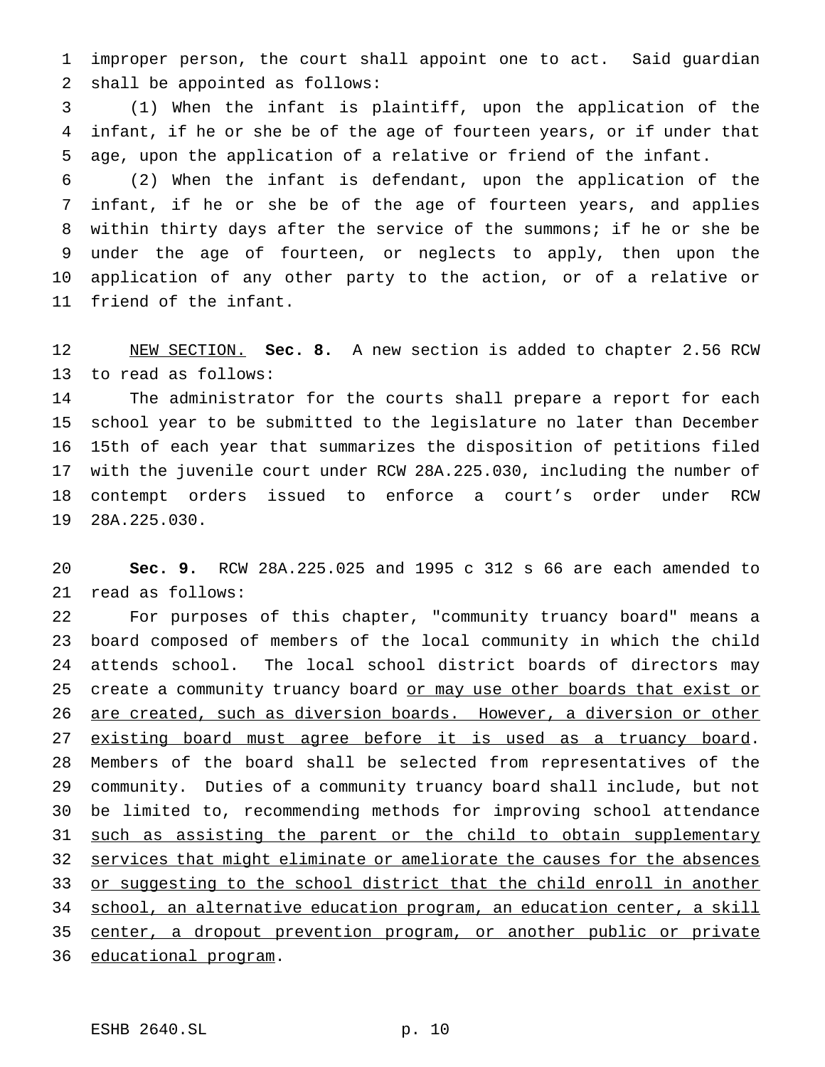improper person, the court shall appoint one to act. Said guardian shall be appointed as follows:

(1) When the infant is plaintiff, upon the application of the infant, if he or she be of the age of fourteen years, or if under that age, upon the application of a relative or friend of the infant.

(2) When the infant is defendant, upon the application of the infant, if he or she be of the age of fourteen years, and applies within thirty days after the service of the summons; if he or she be under the age of fourteen, or neglects to apply, then upon the application of any other party to the action, or of a relative or friend of the infant.

NEW SECTION. **Sec. 8.** A new section is added to chapter 2.56 RCW to read as follows:

The administrator for the courts shall prepare a report for each school year to be submitted to the legislature no later than December 15th of each year that summarizes the disposition of petitions filed with the juvenile court under RCW 28A.225.030, including the number of contempt orders issued to enforce a court's order under RCW 28A.225.030.

**Sec. 9.** RCW 28A.225.025 and 1995 c 312 s 66 are each amended to read as follows:

For purposes of this chapter, "community truancy board" means a board composed of members of the local community in which the child attends school. The local school district boards of directors may create a community truancy board or may use other boards that exist or are created, such as diversion boards. However, a diversion or other existing board must agree before it is used as a truancy board. Members of the board shall be selected from representatives of the community. Duties of a community truancy board shall include, but not be limited to, recommending methods for improving school attendance such as assisting the parent or the child to obtain supplementary services that might eliminate or ameliorate the causes for the absences or suggesting to the school district that the child enroll in another school, an alternative education program, an education center, a skill center, a dropout prevention program, or another public or private educational program.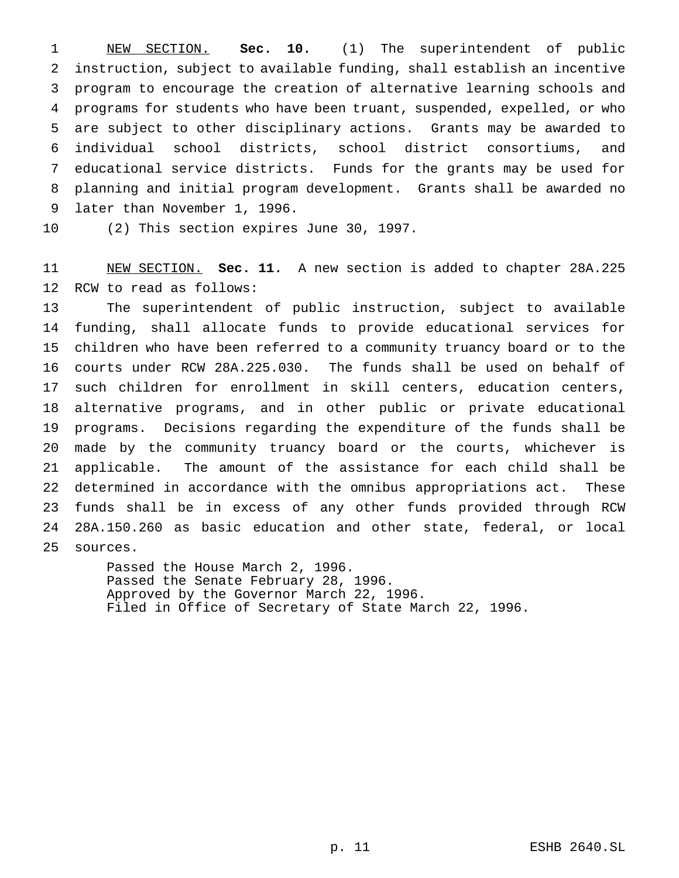NEW SECTION. **Sec. 10.** (1) The superintendent of public instruction, subject to available funding, shall establish an incentive program to encourage the creation of alternative learning schools and programs for students who have been truant, suspended, expelled, or who are subject to other disciplinary actions. Grants may be awarded to individual school districts, school district consortiums, and educational service districts. Funds for the grants may be used for planning and initial program development. Grants shall be awarded no later than November 1, 1996.

(2) This section expires June 30, 1997.

NEW SECTION. **Sec. 11.** A new section is added to chapter 28A.225 RCW to read as follows:

The superintendent of public instruction, subject to available funding, shall allocate funds to provide educational services for children who have been referred to a community truancy board or to the courts under RCW 28A.225.030. The funds shall be used on behalf of such children for enrollment in skill centers, education centers, alternative programs, and in other public or private educational programs. Decisions regarding the expenditure of the funds shall be made by the community truancy board or the courts, whichever is applicable. The amount of the assistance for each child shall be determined in accordance with the omnibus appropriations act. These funds shall be in excess of any other funds provided through RCW 28A.150.260 as basic education and other state, federal, or local sources.

Passed the House March 2, 1996.
Passed the Senate February 28, 1996.
Approved by the Governor March 22, 1996.
Filed in Office of Secretary of State March 22, 1996.